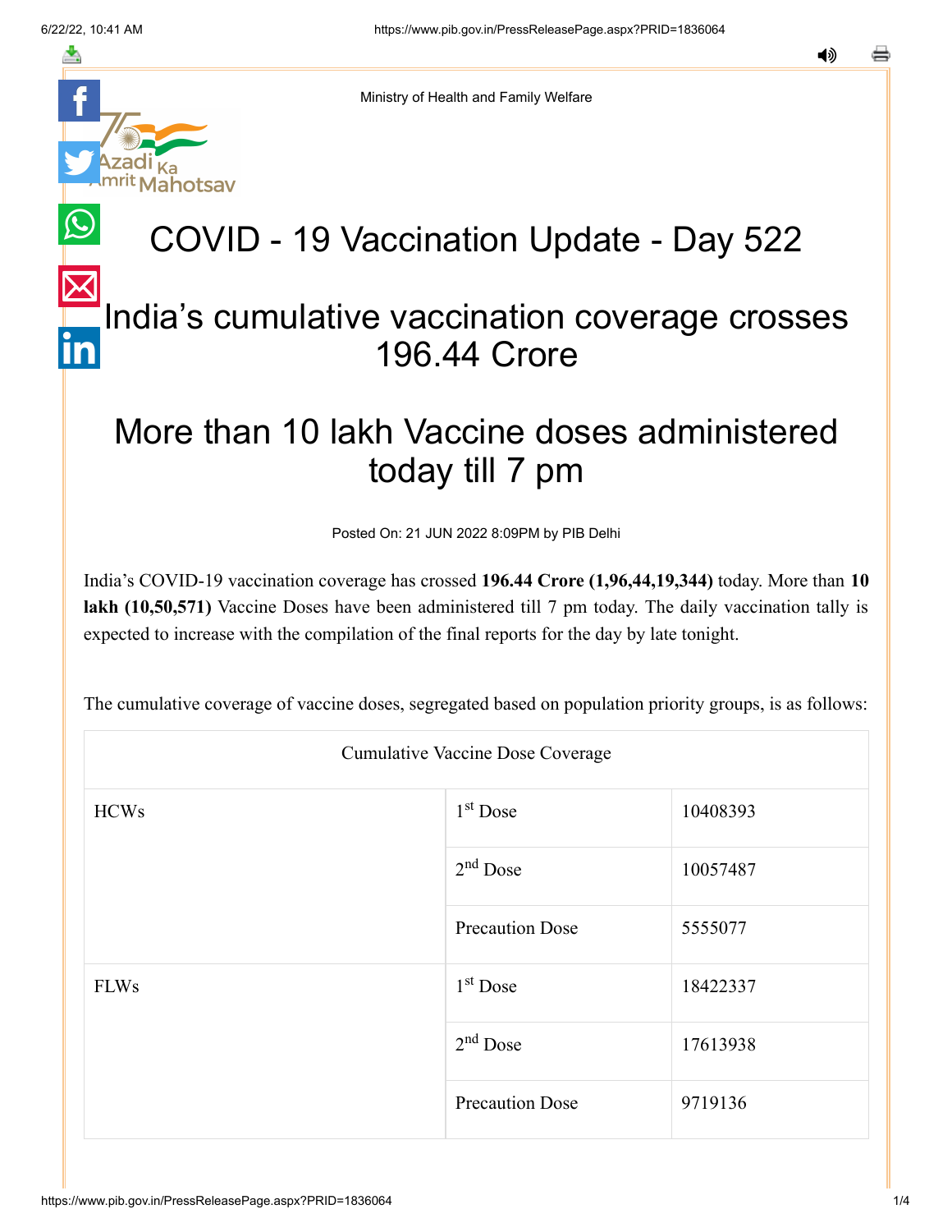Ministry of Health and Family Welfare

# COVID - 19 Vaccination Update - Day 522

## India's cumulative vaccination coverage crosses 196.44 Crore

## More than 10 lakh Vaccine doses administered today till 7 pm

Posted On: 21 JUN 2022 8:09PM by PIB Delhi

India's COVID-19 vaccination coverage has crossed **196.44 Crore (1,96,44,19,344)** today. More than **10 lakh (10,50,571)** Vaccine Doses have been administered till 7 pm today. The daily vaccination tally is expected to increase with the compilation of the final reports for the day by late tonight.

The cumulative coverage of vaccine doses, segregated based on population priority groups, is as follows:

| Cumulative Vaccine Dose Coverage | | |
|---|---|---|
| HCWs | 1st Dose | 10408393 |
| | 2nd Dose | 10057487 |
| | Precaution Dose | 5555077 |
| FLWs | 1st Dose | 18422337 |
| | 2nd Dose | 17613938 |
| | Precaution Dose | 9719136 |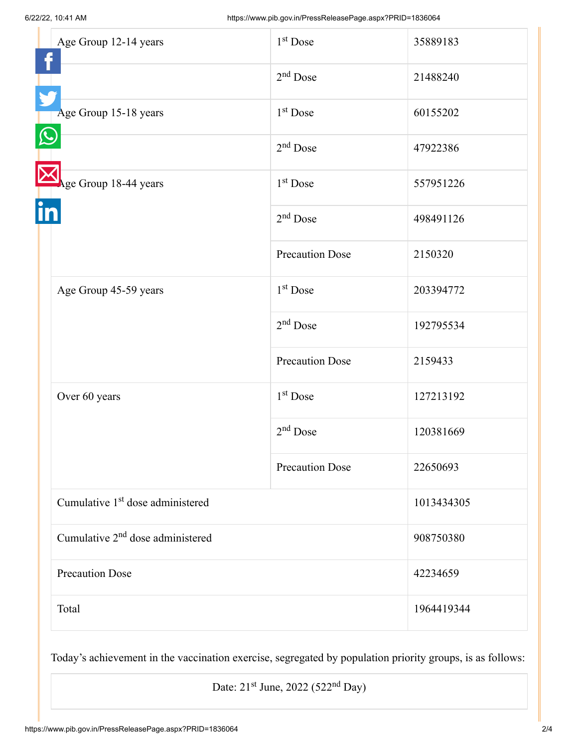| | | |
|---|---|---|
| Age Group 12-14 years | 1st Dose | 35889183 |
| | 2nd Dose | 21488240 |
| Age Group 15-18 years | 1st Dose | 60155202 |
| | 2nd Dose | 47922386 |
| Age Group 18-44 years | 1st Dose | 557951226 |
| | 2nd Dose | 498491126 |
| | Precaution Dose | 2150320 |
| Age Group 45-59 years | 1st Dose | 203394772 |
| | 2nd Dose | 192795534 |
| | Precaution Dose | 2159433 |
| Over 60 years | 1st Dose | 127213192 |
| | 2nd Dose | 120381669 |
| | Precaution Dose | 22650693 |
| Cumulative 1st dose administered | | 1013434305 |
| Cumulative 2nd dose administered | | 908750380 |
| Precaution Dose | | 42234659 |
| Total | | 1964419344 |

Today's achievement in the vaccination exercise, segregated by population priority groups, is as follows:

| Date: 21st June, 2022 (522nd Day) |
|---|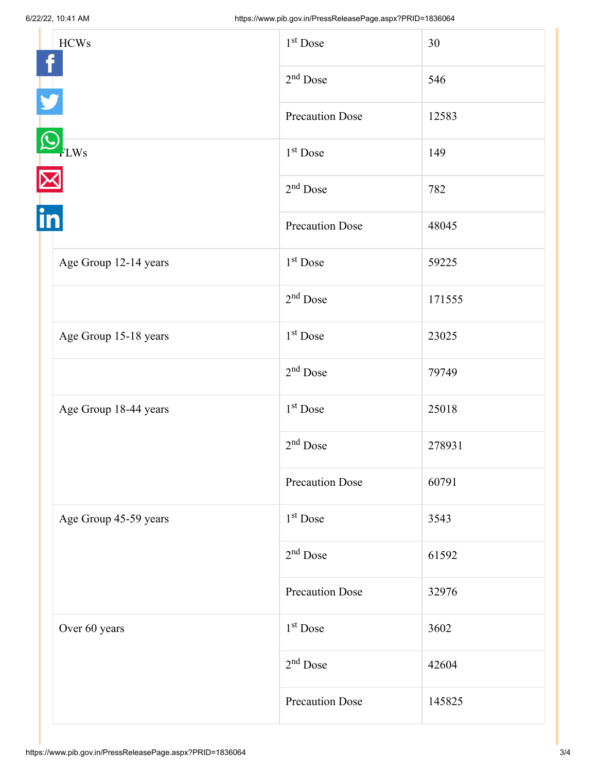| | | |
|---|---|---|
| HCWs | 1st Dose | 30 |
| | 2nd Dose | 546 |
| | Precaution Dose | 12583 |
| FLWs | 1st Dose | 149 |
| | 2nd Dose | 782 |
| | Precaution Dose | 48045 |
| Age Group 12-14 years | 1st Dose | 59225 |
| | 2nd Dose | 171555 |
| Age Group 15-18 years | 1st Dose | 23025 |
| | 2nd Dose | 79749 |
| Age Group 18-44 years | 1st Dose | 25018 |
| | 2nd Dose | 278931 |
| | Precaution Dose | 60791 |
| Age Group 45-59 years | 1st Dose | 3543 |
| | 2nd Dose | 61592 |
| | Precaution Dose | 32976 |
| Over 60 years | 1st Dose | 3602 |
| | 2nd Dose | 42604 |
| | Precaution Dose | 145825 |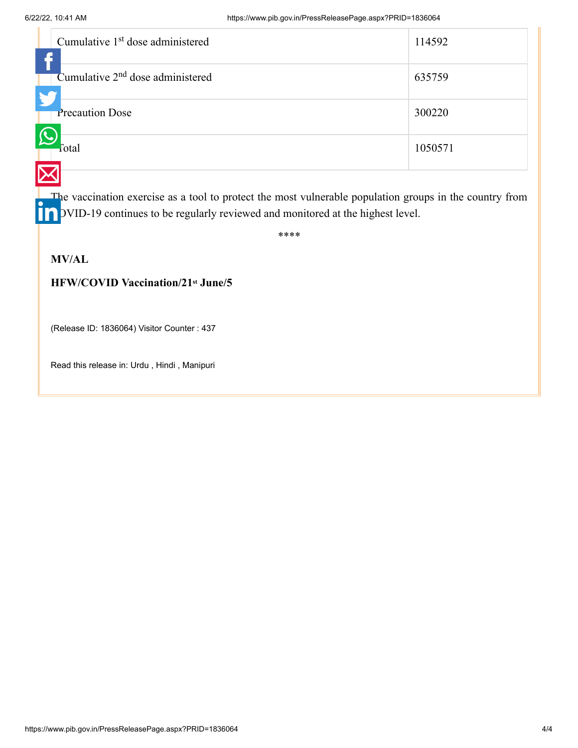| | |
|---|---|
| Cumulative 1st dose administered | 114592 |
| Cumulative 2nd dose administered | 635759 |
| Precaution Dose | 300220 |
| Total | 1050571 |

The vaccination exercise as a tool to protect the most vulnerable population groups in the country from COVID-19 continues to be regularly reviewed and monitored at the highest level.

****

**MV/AL**

**HFW/COVID Vaccination/21st June/5**

(Release ID: 1836064) Visitor Counter : 437

Read this release in: Urdu , Hindi , Manipuri